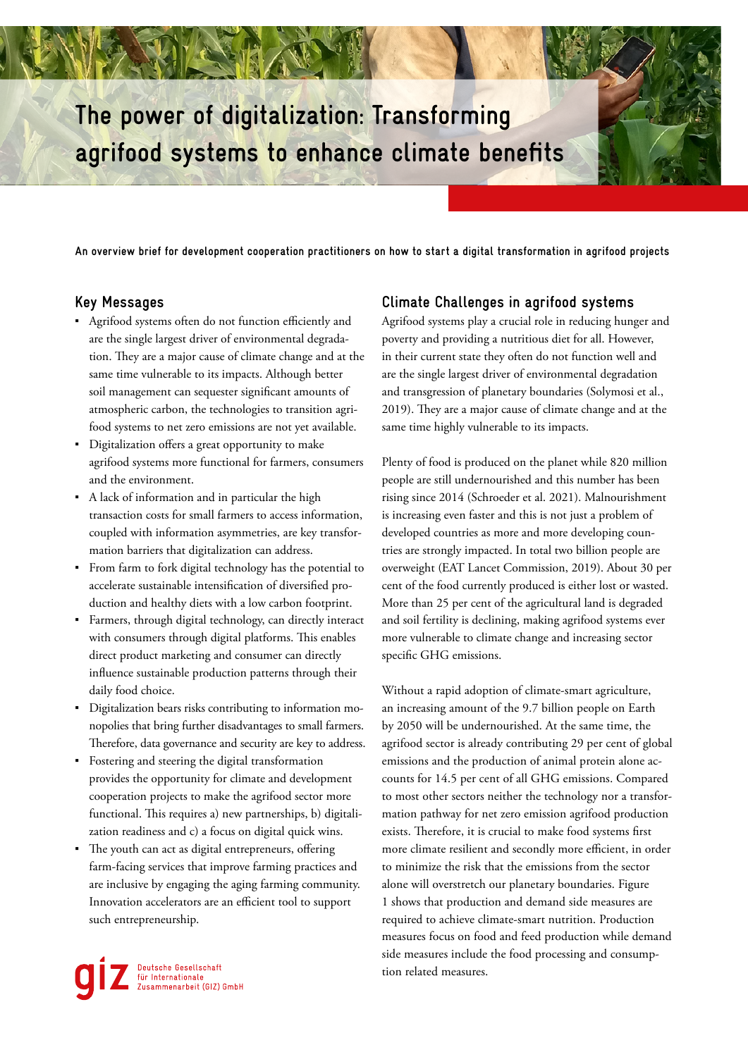# The power of digitalization: Transforming agrifood systems to enhance climate benefits

**An overview brief for development cooperation practitioners on how to start a digital transformation in agrifood projects**

## Key Messages

- Agrifood systems often do not function efficiently and are the single largest driver of environmental degradation. They are a major cause of climate change and at the same time vulnerable to its impacts. Although better soil management can sequester significant amounts of atmospheric carbon, the technologies to transition agrifood systems to net zero emissions are not yet available.
- Digitalization offers a great opportunity to make agrifood systems more functional for farmers, consumers and the environment.
- A lack of information and in particular the high transaction costs for small farmers to access information, coupled with information asymmetries, are key transformation barriers that digitalization can address.
- From farm to fork digital technology has the potential to accelerate sustainable intensification of diversified production and healthy diets with a low carbon footprint.
- Farmers, through digital technology, can directly interact with consumers through digital platforms. This enables direct product marketing and consumer can directly influence sustainable production patterns through their daily food choice.
- Digitalization bears risks contributing to information monopolies that bring further disadvantages to small farmers. Therefore, data governance and security are key to address.
- Fostering and steering the digital transformation provides the opportunity for climate and development cooperation projects to make the agrifood sector more functional. This requires a) new partnerships, b) digitalization readiness and c) a focus on digital quick wins.
- The youth can act as digital entrepreneurs, offering farm-facing services that improve farming practices and are inclusive by engaging the aging farming community. Innovation accelerators are an efficient tool to support such entrepreneurship.

giz Deutsche Gesellschaft für Internationale Zusammenarbeit (GIZ) GmbH

## Climate Challenges in agrifood systems

Agrifood systems play a crucial role in reducing hunger and poverty and providing a nutritious diet for all. However, in their current state they often do not function well and are the single largest driver of environmental degradation and transgression of planetary boundaries (Solymosi et al., 2019). They are a major cause of climate change and at the same time highly vulnerable to its impacts.

Plenty of food is produced on the planet while 820 million people are still undernourished and this number has been rising since 2014 (Schroeder et al. 2021). Malnourishment is increasing even faster and this is not just a problem of developed countries as more and more developing countries are strongly impacted. In total two billion people are overweight (EAT Lancet Commission, 2019). About 30 per cent of the food currently produced is either lost or wasted. More than 25 per cent of the agricultural land is degraded and soil fertility is declining, making agrifood systems ever more vulnerable to climate change and increasing sector specific GHG emissions.

Without a rapid adoption of climate-smart agriculture, an increasing amount of the 9.7 billion people on Earth by 2050 will be undernourished. At the same time, the agrifood sector is already contributing 29 per cent of global emissions and the production of animal protein alone accounts for 14.5 per cent of all GHG emissions. Compared to most other sectors neither the technology nor a transformation pathway for net zero emission agrifood production exists. Therefore, it is crucial to make food systems first more climate resilient and secondly more efficient, in order to minimize the risk that the emissions from the sector alone will overstretch our planetary boundaries. Figure 1 shows that production and demand side measures are required to achieve climate-smart nutrition. Production measures focus on food and feed production while demand side measures include the food processing and consumption related measures.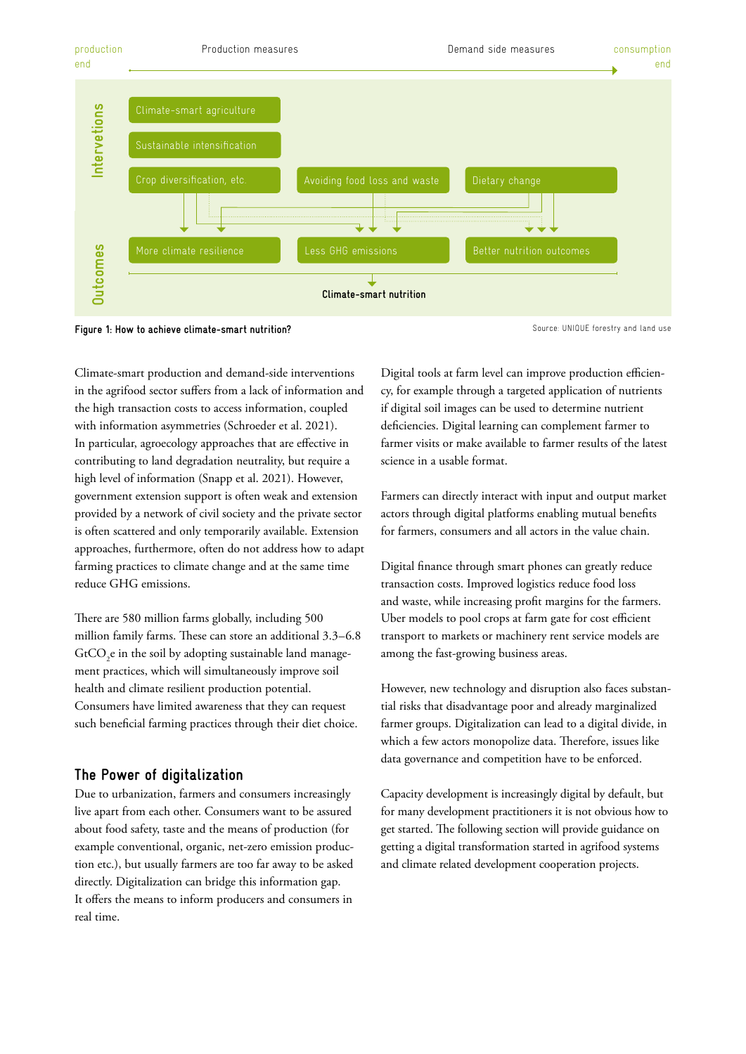production end | Production measures | Demand side measures | consumption end

Interventions:

- Climate-smart agriculture
- Sustainable intensification
- Crop diversification, etc.
- Avoiding food loss and waste
- Dietary change

Outcomes:

- More climate resilience
- Less GHG emissions
- Better nutrition outcomes

Climate-smart nutrition

**Figure 1: How to achieve climate-smart nutrition?**

Source: UNIQUE forestry and land use

Climate-smart production and demand-side interventions in the agrifood sector suffers from a lack of information and the high transaction costs to access information, coupled with information asymmetries (Schroeder et al. 2021). In particular, agroecology approaches that are effective in contributing to land degradation neutrality, but require a high level of information (Snapp et al. 2021). However, government extension support is often weak and extension provided by a network of civil society and the private sector is often scattered and only temporarily available. Extension approaches, furthermore, often do not address how to adapt farming practices to climate change and at the same time reduce GHG emissions.

There are 580 million farms globally, including 500 million family farms. These can store an additional 3.3–6.8 $GtCO_2e$ in the soil by adopting sustainable land management practices, which will simultaneously improve soil health and climate resilient production potential. Consumers have limited awareness that they can request such beneficial farming practices through their diet choice.

## The Power of digitalization

Due to urbanization, farmers and consumers increasingly live apart from each other. Consumers want to be assured about food safety, taste and the means of production (for example conventional, organic, net-zero emission production etc.), but usually farmers are too far away to be asked directly. Digitalization can bridge this information gap. It offers the means to inform producers and consumers in real time.

Digital tools at farm level can improve production efficiency, for example through a targeted application of nutrients if digital soil images can be used to determine nutrient deficiencies. Digital learning can complement farmer to farmer visits or make available to farmer results of the latest science in a usable format.

Farmers can directly interact with input and output market actors through digital platforms enabling mutual benefits for farmers, consumers and all actors in the value chain.

Digital finance through smart phones can greatly reduce transaction costs. Improved logistics reduce food loss and waste, while increasing profit margins for the farmers. Uber models to pool crops at farm gate for cost efficient transport to markets or machinery rent service models are among the fast-growing business areas.

However, new technology and disruption also faces substantial risks that disadvantage poor and already marginalized farmer groups. Digitalization can lead to a digital divide, in which a few actors monopolize data. Therefore, issues like data governance and competition have to be enforced.

Capacity development is increasingly digital by default, but for many development practitioners it is not obvious how to get started. The following section will provide guidance on getting a digital transformation started in agrifood systems and climate related development cooperation projects.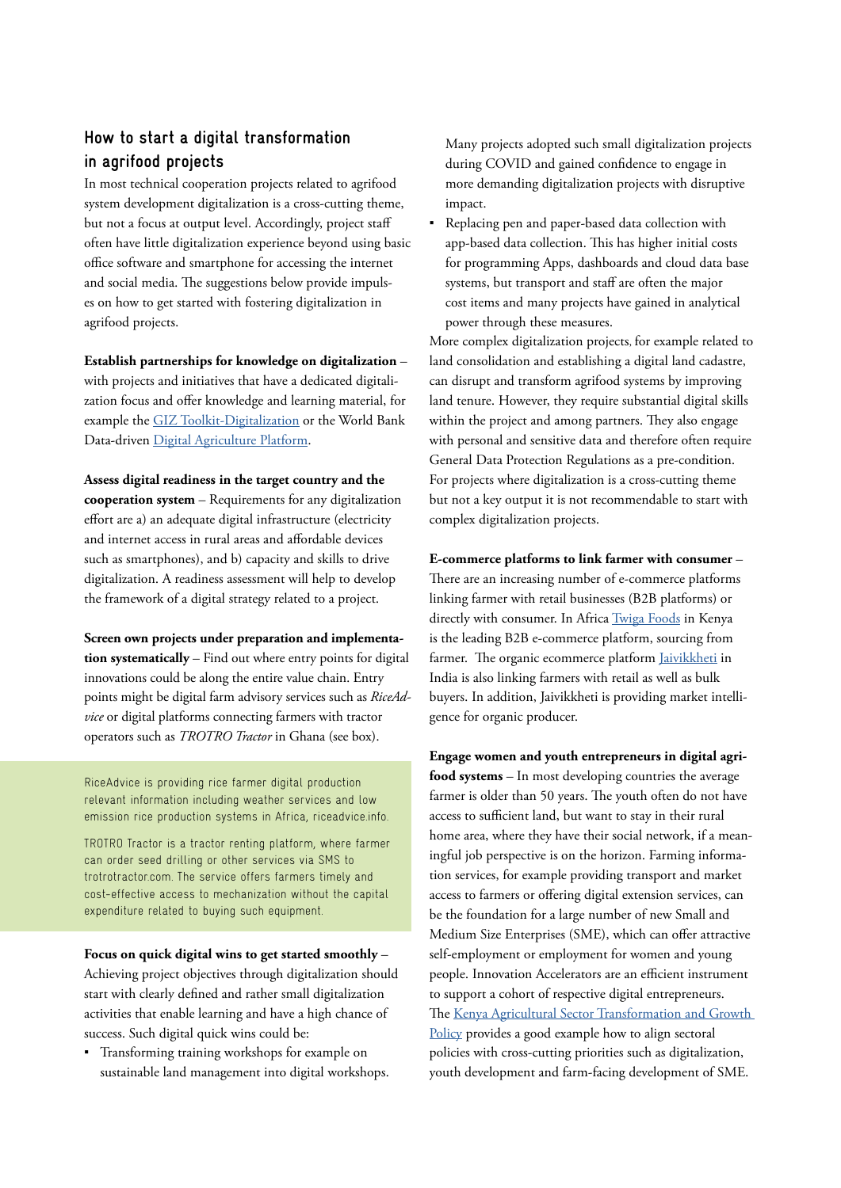## How to start a digital transformation in agrifood projects

In most technical cooperation projects related to agrifood system development digitalization is a cross-cutting theme, but not a focus at output level. Accordingly, project staff often have little digitalization experience beyond using basic office software and smartphone for accessing the internet and social media. The suggestions below provide impulses on how to get started with fostering digitalization in agrifood projects.

**Establish partnerships for knowledge on digitalization** – with projects and initiatives that have a dedicated digitalization focus and offer knowledge and learning material, for example the GIZ Toolkit-Digitalization or the World Bank Data-driven Digital Agriculture Platform.

**Assess digital readiness in the target country and the cooperation system** – Requirements for any digitalization effort are a) an adequate digital infrastructure (electricity and internet access in rural areas and affordable devices such as smartphones), and b) capacity and skills to drive digitalization. A readiness assessment will help to develop the framework of a digital strategy related to a project.

**Screen own projects under preparation and implementation systematically** – Find out where entry points for digital innovations could be along the entire value chain. Entry points might be digital farm advisory services such as *RiceAdvice* or digital platforms connecting farmers with tractor operators such as *TROTRO Tractor* in Ghana (see box).

RiceAdvice is providing rice farmer digital production relevant information including weather services and low emission rice production systems in Africa, riceadvice.info.

TROTRO Tractor is a tractor renting platform, where farmer can order seed drilling or other services via SMS to trotrotractor.com. The service offers farmers timely and cost-effective access to mechanization without the capital expenditure related to buying such equipment.

**Focus on quick digital wins to get started smoothly** – Achieving project objectives through digitalization should start with clearly defined and rather small digitalization activities that enable learning and have a high chance of success. Such digital quick wins could be:

- Transforming training workshops for example on sustainable land management into digital workshops. Many projects adopted such small digitalization projects during COVID and gained confidence to engage in more demanding digitalization projects with disruptive impact.
- Replacing pen and paper-based data collection with app-based data collection. This has higher initial costs for programming Apps, dashboards and cloud data base systems, but transport and staff are often the major cost items and many projects have gained in analytical power through these measures.

More complex digitalization projects, for example related to land consolidation and establishing a digital land cadastre, can disrupt and transform agrifood systems by improving land tenure. However, they require substantial digital skills within the project and among partners. They also engage with personal and sensitive data and therefore often require General Data Protection Regulations as a pre-condition. For projects where digitalization is a cross-cutting theme but not a key output it is not recommendable to start with complex digitalization projects.

**E-commerce platforms to link farmer with consumer** – There are an increasing number of e-commerce platforms linking farmer with retail businesses (B2B platforms) or directly with consumer. In Africa Twiga Foods in Kenya is the leading B2B e-commerce platform, sourcing from farmer. The organic ecommerce platform Jaivikkheti in India is also linking farmers with retail as well as bulk buyers. In addition, Jaivikkheti is providing market intelligence for organic producer.

**Engage women and youth entrepreneurs in digital agrifood systems** – In most developing countries the average farmer is older than 50 years. The youth often do not have access to sufficient land, but want to stay in their rural home area, where they have their social network, if a meaningful job perspective is on the horizon. Farming information services, for example providing transport and market access to farmers or offering digital extension services, can be the foundation for a large number of new Small and Medium Size Enterprises (SME), which can offer attractive self-employment or employment for women and young people. Innovation Accelerators are an efficient instrument to support a cohort of respective digital entrepreneurs. The Kenya Agricultural Sector Transformation and Growth Policy provides a good example how to align sectoral policies with cross-cutting priorities such as digitalization, youth development and farm-facing development of SME.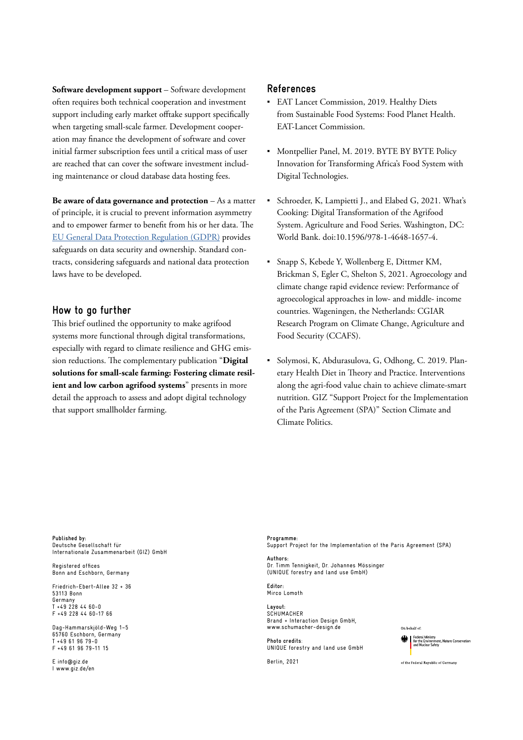**Software development support** – Software development often requires both technical cooperation and investment support including early market offtake support specifically when targeting small-scale farmer. Development cooperation may finance the development of software and cover initial farmer subscription fees until a critical mass of user are reached that can cover the software investment including maintenance or cloud database data hosting fees.

**Be aware of data governance and protection** – As a matter of principle, it is crucial to prevent information asymmetry and to empower farmer to benefit from his or her data. The EU General Data Protection Regulation (GDPR) provides safeguards on data security and ownership. Standard contracts, considering safeguards and national data protection laws have to be developed.

## How to go further

This brief outlined the opportunity to make agrifood systems more functional through digital transformations, especially with regard to climate resilience and GHG emission reductions. The complementary publication "**Digital solutions for small-scale farming: Fostering climate resilient and low carbon agrifood systems**" presents in more detail the approach to assess and adopt digital technology that support smallholder farming.

## References

- EAT Lancet Commission, 2019. Healthy Diets from Sustainable Food Systems: Food Planet Health. EAT-Lancet Commission.
- Montpellier Panel, M. 2019. BYTE BY BYTE Policy Innovation for Transforming Africa's Food System with Digital Technologies.
- Schroeder, K, Lampietti J., and Elabed G, 2021. What's Cooking: Digital Transformation of the Agrifood System. Agriculture and Food Series. Washington, DC: World Bank. doi:10.1596/978-1-4648-1657-4.
- Snapp S, Kebede Y, Wollenberg E, Dittmer KM, Brickman S, Egler C, Shelton S, 2021. Agroecology and climate change rapid evidence review: Performance of agroecological approaches in low- and middle- income countries. Wageningen, the Netherlands: CGIAR Research Program on Climate Change, Agriculture and Food Security (CCAFS).
- Solymosi, K, Abdurasulova, G, Odhong, C. 2019. Planetary Health Diet in Theory and Practice. Interventions along the agri-food value chain to achieve climate-smart nutrition. GIZ "Support Project for the Implementation of the Paris Agreement (SPA)" Section Climate and Climate Politics.

**Published by:**
Deutsche Gesellschaft für
Internationale Zusammenarbeit (GIZ) GmbH

Registered offices
Bonn and Eschborn, Germany

Friedrich-Ebert-Allee 32 + 36
53113 Bonn
Germany
T +49 228 44 60-0
F +49 228 44 60-17 66

Dag-Hammarskjöld-Weg 1-5
65760 Eschborn, Germany
T +49 61 96 79-0
F +49 61 96 79-11 15

E info@giz.de
I www.giz.de/en

**Programme:**
Support Project for the Implementation of the Paris Agreement (SPA)

**Authors:**
Dr. Timm Tennigkeit, Dr. Johannes Mössinger
(UNIQUE forestry and land use GmbH)

**Editor:**
Mirco Lomoth

**Layout:**
SCHUMACHER
Brand + Interaction Design GmbH,
www.schumacher-design.de

**Photo credits:**
UNIQUE forestry and land use GmbH

Berlin, 2021

On behalf of:
Federal Ministry
for the Environment, Nature Conservation
and Nuclear Safety

of the Federal Republic of Germany